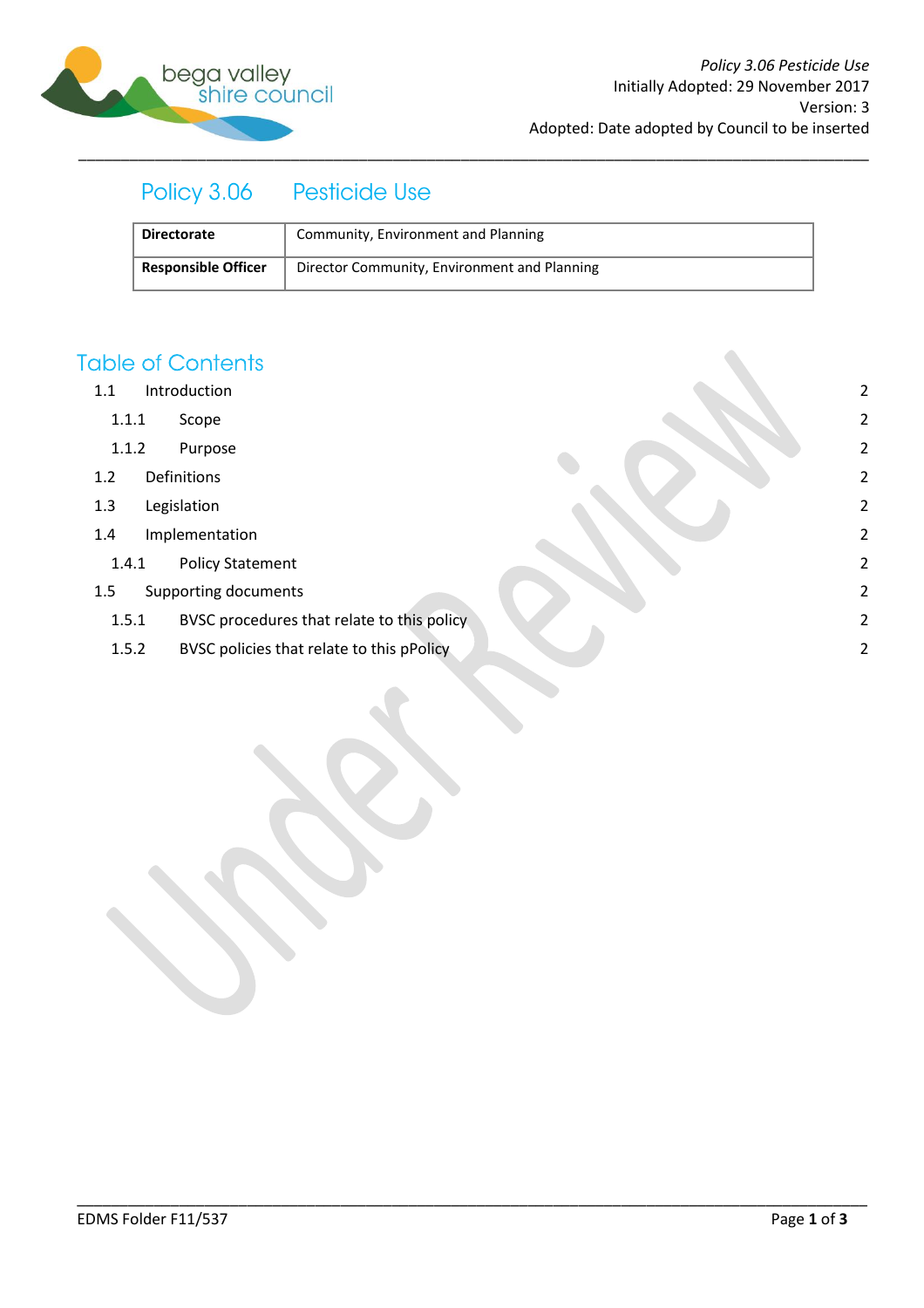# Policy 3.06 Pesticide Use

| Directorate | Community, Environment and Planning |
|---|---|
| Responsible Officer | Director Community, Environment and Planning |

## Table of Contents

- 1.1 Introduction 2
  - 1.1.1 Scope 2
  - 1.1.2 Purpose 2
- 1.2 Definitions 2
- 1.3 Legislation 2
- 1.4 Implementation 2
  - 1.4.1 Policy Statement 2
- 1.5 Supporting documents 2
  - 1.5.1 BVSC procedures that relate to this policy 2
  - 1.5.2 BVSC policies that relate to this pPolicy 2

Under Review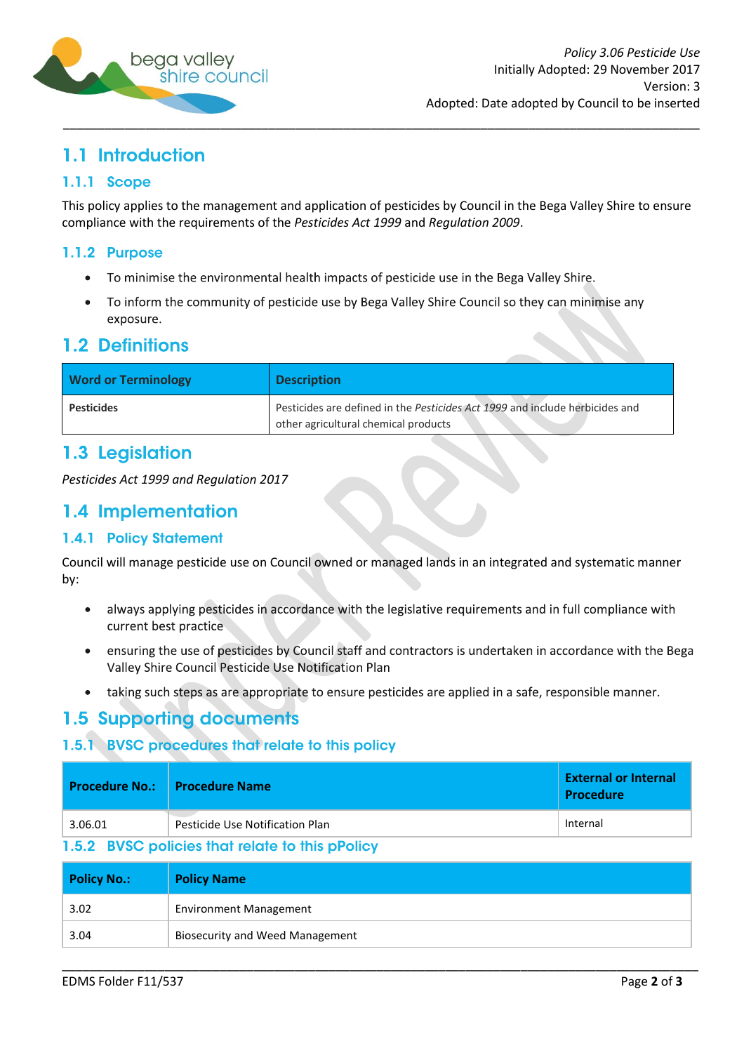## 1.1 Introduction

### 1.1.1 Scope

This policy applies to the management and application of pesticides by Council in the Bega Valley Shire to ensure compliance with the requirements of the *Pesticides Act 1999* and *Regulation 2009*.

### 1.1.2 Purpose

- To minimise the environmental health impacts of pesticide use in the Bega Valley Shire.
- To inform the community of pesticide use by Bega Valley Shire Council so they can minimise any exposure.

## 1.2 Definitions

| Word or Terminology | Description |
|---|---|
| **Pesticides** | Pesticides are defined in the *Pesticides Act 1999* and include herbicides and other agricultural chemical products |

## 1.3 Legislation

*Pesticides Act 1999 and Regulation 2017*

## 1.4 Implementation

### 1.4.1 Policy Statement

Council will manage pesticide use on Council owned or managed lands in an integrated and systematic manner by:

- always applying pesticides in accordance with the legislative requirements and in full compliance with current best practice
- ensuring the use of pesticides by Council staff and contractors is undertaken in accordance with the Bega Valley Shire Council Pesticide Use Notification Plan
- taking such steps as are appropriate to ensure pesticides are applied in a safe, responsible manner.

## 1.5 Supporting documents

### 1.5.1 BVSC procedures that relate to this policy

| Procedure No.: | Procedure Name | External or Internal Procedure |
|---|---|---|
| 3.06.01 | Pesticide Use Notification Plan | Internal |

### 1.5.2 BVSC policies that relate to this pPolicy

| Policy No.: | Policy Name |
|---|---|
| 3.02 | Environment Management |
| 3.04 | Biosecurity and Weed Management |

EDMS Folder F11/537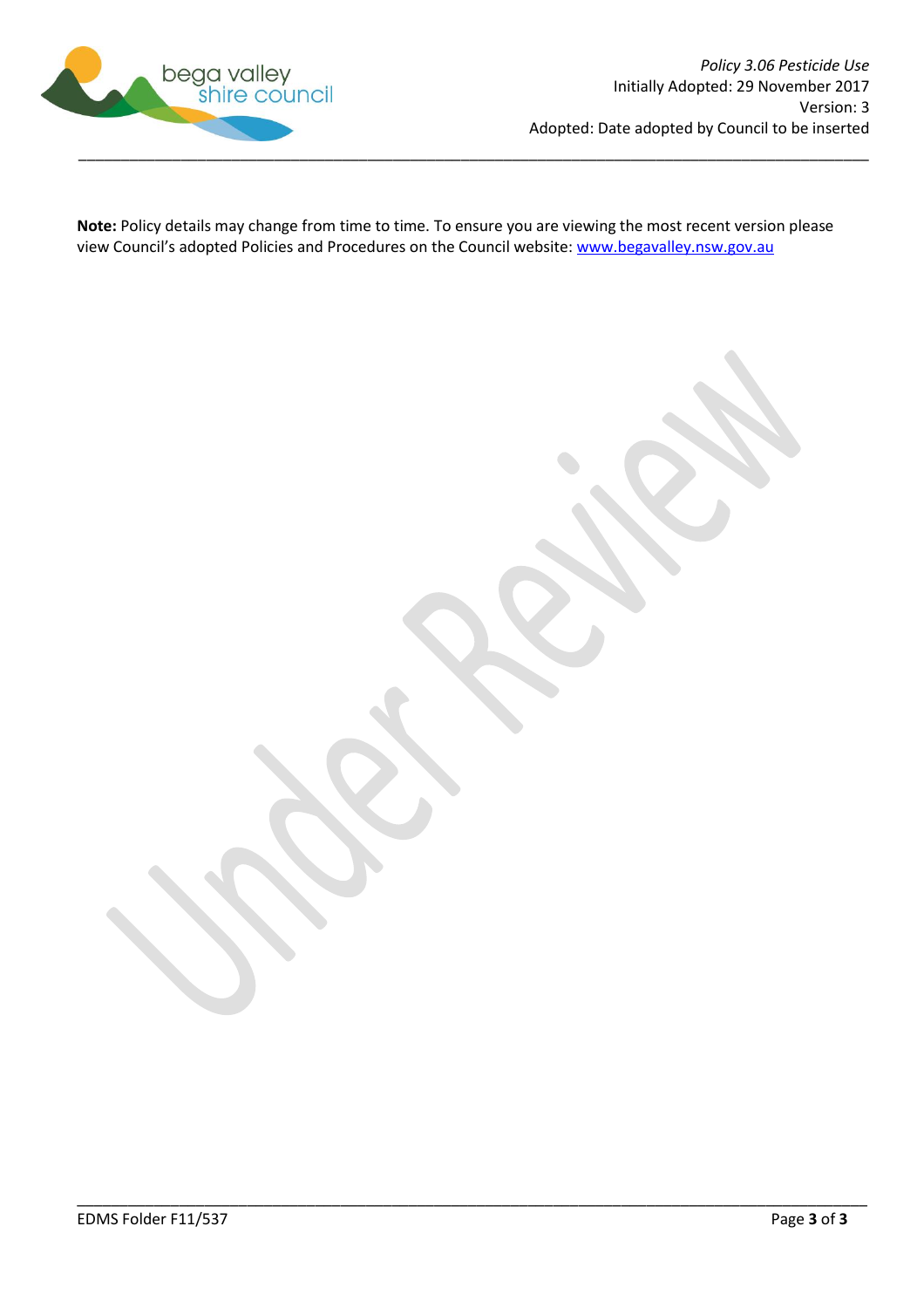**Note:** Policy details may change from time to time. To ensure you are viewing the most recent version please view Council's adopted Policies and Procedures on the Council website: [www.begavalley.nsw.gov.au](www.begavalley.nsw.gov.au)